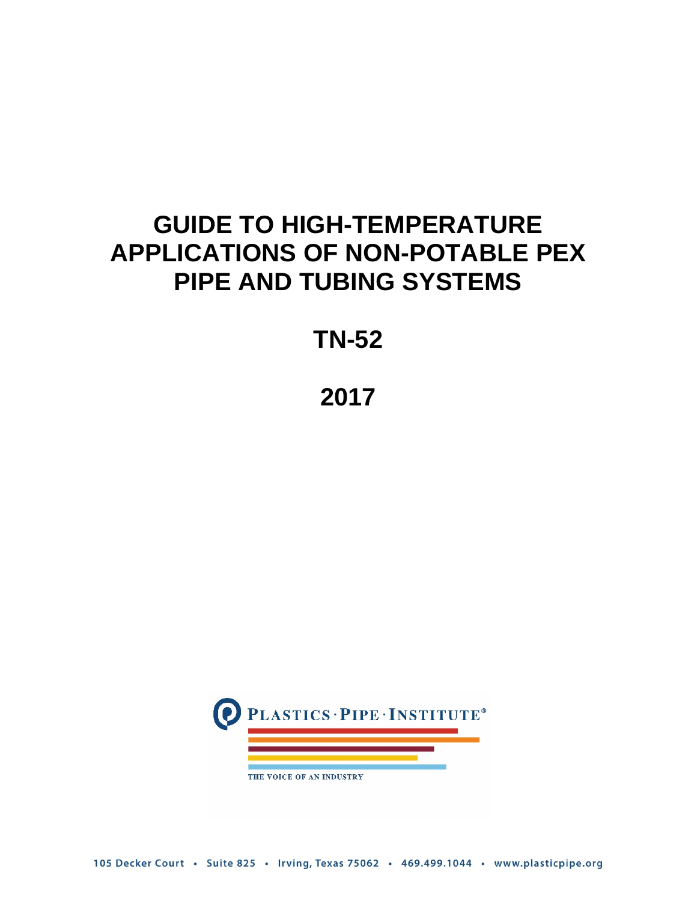# GUIDE TO HIGH-TEMPERATURE APPLICATIONS OF NON-POTABLE PEX PIPE AND TUBING SYSTEMS

## TN-52

## 2017

PLASTICS · PIPE · INSTITUTE®

THE VOICE OF AN INDUSTRY

105 Decker Court • Suite 825 • Irving, Texas 75062 • 469.499.1044 • www.plasticpipe.org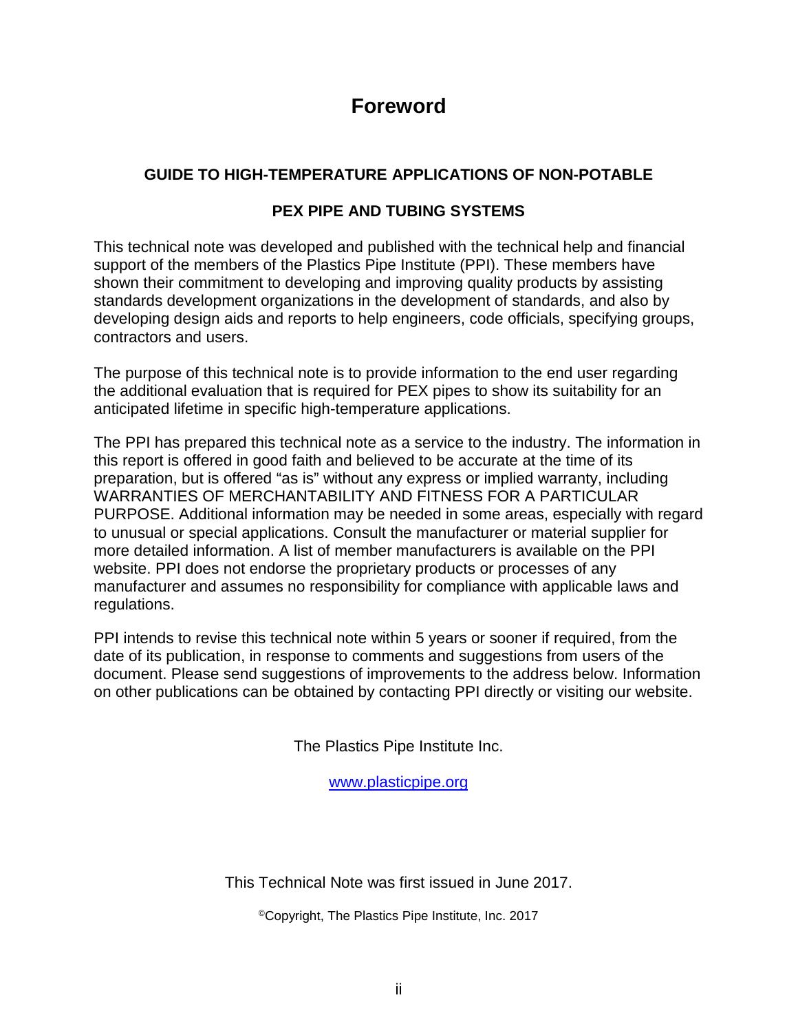# Foreword

**GUIDE TO HIGH-TEMPERATURE APPLICATIONS OF NON-POTABLE**

**PEX PIPE AND TUBING SYSTEMS**

This technical note was developed and published with the technical help and financial support of the members of the Plastics Pipe Institute (PPI). These members have shown their commitment to developing and improving quality products by assisting standards development organizations in the development of standards, and also by developing design aids and reports to help engineers, code officials, specifying groups, contractors and users.

The purpose of this technical note is to provide information to the end user regarding the additional evaluation that is required for PEX pipes to show its suitability for an anticipated lifetime in specific high-temperature applications.

The PPI has prepared this technical note as a service to the industry. The information in this report is offered in good faith and believed to be accurate at the time of its preparation, but is offered "as is" without any express or implied warranty, including WARRANTIES OF MERCHANTABILITY AND FITNESS FOR A PARTICULAR PURPOSE. Additional information may be needed in some areas, especially with regard to unusual or special applications. Consult the manufacturer or material supplier for more detailed information. A list of member manufacturers is available on the PPI website. PPI does not endorse the proprietary products or processes of any manufacturer and assumes no responsibility for compliance with applicable laws and regulations.

PPI intends to revise this technical note within 5 years or sooner if required, from the date of its publication, in response to comments and suggestions from users of the document. Please send suggestions of improvements to the address below. Information on other publications can be obtained by contacting PPI directly or visiting our website.

The Plastics Pipe Institute Inc.

www.plasticpipe.org

This Technical Note was first issued in June 2017.

©Copyright, The Plastics Pipe Institute, Inc. 2017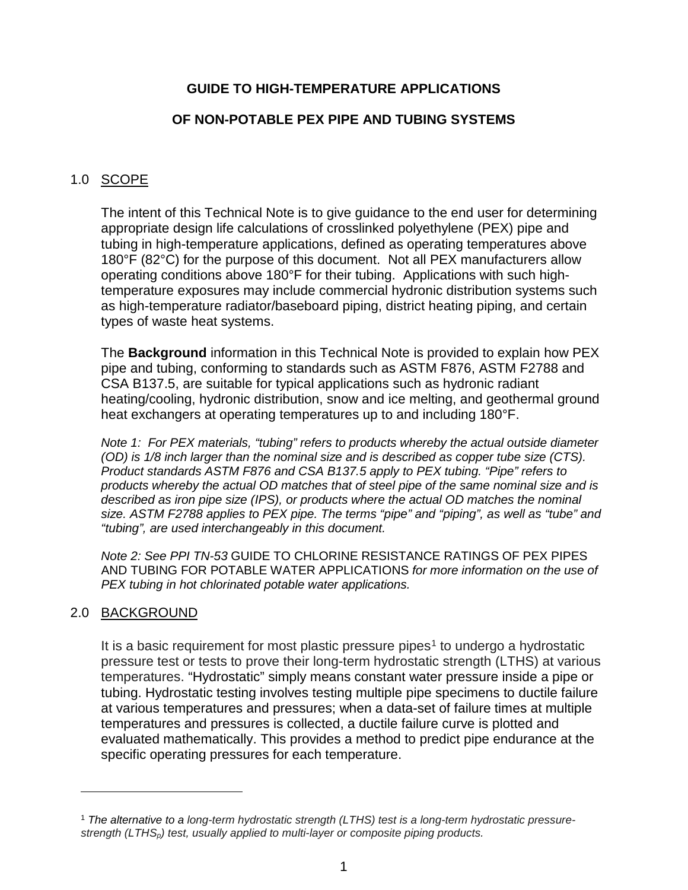# GUIDE TO HIGH-TEMPERATURE APPLICATIONS

# OF NON-POTABLE PEX PIPE AND TUBING SYSTEMS

## 1.0 SCOPE

The intent of this Technical Note is to give guidance to the end user for determining appropriate design life calculations of crosslinked polyethylene (PEX) pipe and tubing in high-temperature applications, defined as operating temperatures above 180°F (82°C) for the purpose of this document. Not all PEX manufacturers allow operating conditions above 180°F for their tubing. Applications with such high-temperature exposures may include commercial hydronic distribution systems such as high-temperature radiator/baseboard piping, district heating piping, and certain types of waste heat systems.

The **Background** information in this Technical Note is provided to explain how PEX pipe and tubing, conforming to standards such as ASTM F876, ASTM F2788 and CSA B137.5, are suitable for typical applications such as hydronic radiant heating/cooling, hydronic distribution, snow and ice melting, and geothermal ground heat exchangers at operating temperatures up to and including 180°F.

*Note 1: For PEX materials, "tubing" refers to products whereby the actual outside diameter (OD) is 1/8 inch larger than the nominal size and is described as copper tube size (CTS). Product standards ASTM F876 and CSA B137.5 apply to PEX tubing. "Pipe" refers to products whereby the actual OD matches that of steel pipe of the same nominal size and is described as iron pipe size (IPS), or products where the actual OD matches the nominal size. ASTM F2788 applies to PEX pipe. The terms "pipe" and "piping", as well as "tube" and "tubing", are used interchangeably in this document.*

*Note 2: See PPI TN-53* GUIDE TO CHLORINE RESISTANCE RATINGS OF PEX PIPES AND TUBING FOR POTABLE WATER APPLICATIONS *for more information on the use of PEX tubing in hot chlorinated potable water applications.*

## 2.0 BACKGROUND

It is a basic requirement for most plastic pressure pipes[1] to undergo a hydrostatic pressure test or tests to prove their long-term hydrostatic strength (LTHS) at various temperatures. "Hydrostatic" simply means constant water pressure inside a pipe or tubing. Hydrostatic testing involves testing multiple pipe specimens to ductile failure at various temperatures and pressures; when a data-set of failure times at multiple temperatures and pressures is collected, a ductile failure curve is plotted and evaluated mathematically. This provides a method to predict pipe endurance at the specific operating pressures for each temperature.

---

[1] *The alternative to a long-term hydrostatic strength (LTHS) test is a long-term hydrostatic pressure-strength ($LTHS_p$) test, usually applied to multi-layer or composite piping products.*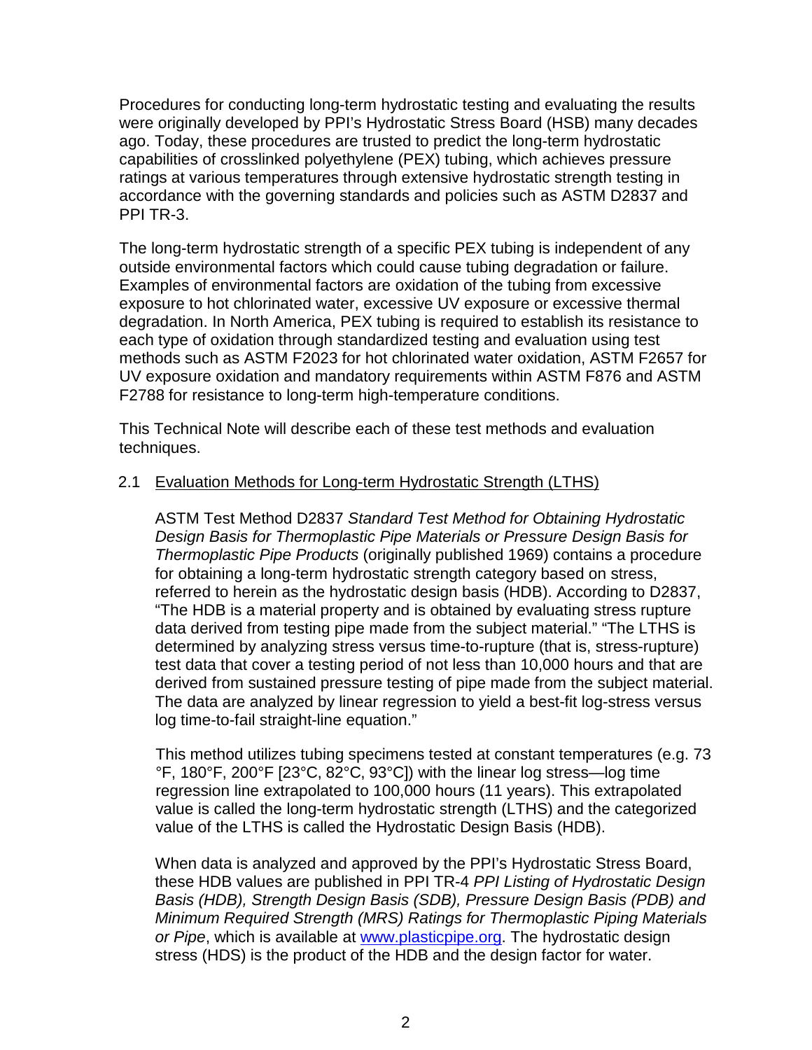Procedures for conducting long-term hydrostatic testing and evaluating the results were originally developed by PPI's Hydrostatic Stress Board (HSB) many decades ago. Today, these procedures are trusted to predict the long-term hydrostatic capabilities of crosslinked polyethylene (PEX) tubing, which achieves pressure ratings at various temperatures through extensive hydrostatic strength testing in accordance with the governing standards and policies such as ASTM D2837 and PPI TR-3.

The long-term hydrostatic strength of a specific PEX tubing is independent of any outside environmental factors which could cause tubing degradation or failure. Examples of environmental factors are oxidation of the tubing from excessive exposure to hot chlorinated water, excessive UV exposure or excessive thermal degradation. In North America, PEX tubing is required to establish its resistance to each type of oxidation through standardized testing and evaluation using test methods such as ASTM F2023 for hot chlorinated water oxidation, ASTM F2657 for UV exposure oxidation and mandatory requirements within ASTM F876 and ASTM F2788 for resistance to long-term high-temperature conditions.

This Technical Note will describe each of these test methods and evaluation techniques.

## 2.1 Evaluation Methods for Long-term Hydrostatic Strength (LTHS)

ASTM Test Method D2837 *Standard Test Method for Obtaining Hydrostatic Design Basis for Thermoplastic Pipe Materials or Pressure Design Basis for Thermoplastic Pipe Products* (originally published 1969) contains a procedure for obtaining a long-term hydrostatic strength category based on stress, referred to herein as the hydrostatic design basis (HDB). According to D2837, "The HDB is a material property and is obtained by evaluating stress rupture data derived from testing pipe made from the subject material." "The LTHS is determined by analyzing stress versus time-to-rupture (that is, stress-rupture) test data that cover a testing period of not less than 10,000 hours and that are derived from sustained pressure testing of pipe made from the subject material. The data are analyzed by linear regression to yield a best-fit log-stress versus log time-to-fail straight-line equation."

This method utilizes tubing specimens tested at constant temperatures (e.g. 73 °F, 180°F, 200°F [23°C, 82°C, 93°C]) with the linear log stress—log time regression line extrapolated to 100,000 hours (11 years). This extrapolated value is called the long-term hydrostatic strength (LTHS) and the categorized value of the LTHS is called the Hydrostatic Design Basis (HDB).

When data is analyzed and approved by the PPI's Hydrostatic Stress Board, these HDB values are published in PPI TR-4 *PPI Listing of Hydrostatic Design Basis (HDB), Strength Design Basis (SDB), Pressure Design Basis (PDB) and Minimum Required Strength (MRS) Ratings for Thermoplastic Piping Materials or Pipe*, which is available at [www.plasticpipe.org](http://www.plasticpipe.org). The hydrostatic design stress (HDS) is the product of the HDB and the design factor for water.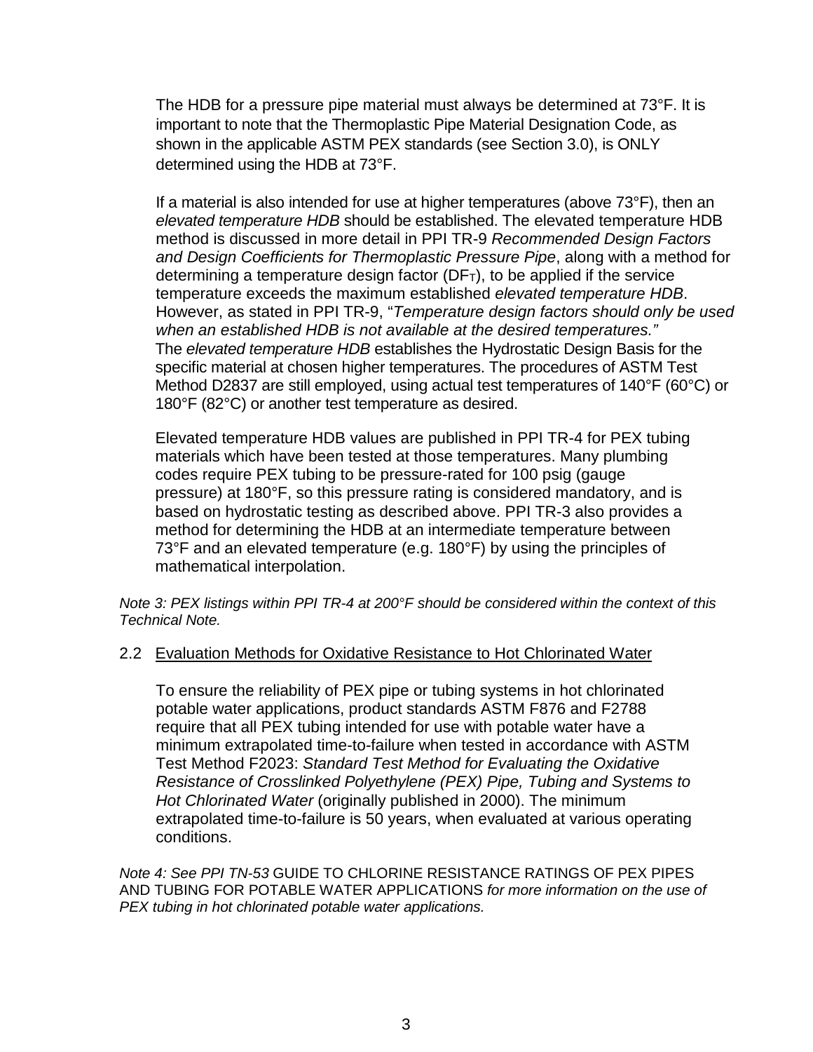The HDB for a pressure pipe material must always be determined at 73°F. It is important to note that the Thermoplastic Pipe Material Designation Code, as shown in the applicable ASTM PEX standards (see Section 3.0), is ONLY determined using the HDB at 73°F.

If a material is also intended for use at higher temperatures (above 73°F), then an *elevated temperature HDB* should be established. The elevated temperature HDB method is discussed in more detail in PPI TR-9 *Recommended Design Factors and Design Coefficients for Thermoplastic Pressure Pipe*, along with a method for determining a temperature design factor ($DF_T$), to be applied if the service temperature exceeds the maximum established *elevated temperature HDB*. However, as stated in PPI TR-9, "*Temperature design factors should only be used when an established HDB is not available at the desired temperatures.*" The *elevated temperature HDB* establishes the Hydrostatic Design Basis for the specific material at chosen higher temperatures. The procedures of ASTM Test Method D2837 are still employed, using actual test temperatures of 140°F (60°C) or 180°F (82°C) or another test temperature as desired.

Elevated temperature HDB values are published in PPI TR-4 for PEX tubing materials which have been tested at those temperatures. Many plumbing codes require PEX tubing to be pressure-rated for 100 psig (gauge pressure) at 180°F, so this pressure rating is considered mandatory, and is based on hydrostatic testing as described above. PPI TR-3 also provides a method for determining the HDB at an intermediate temperature between 73°F and an elevated temperature (e.g. 180°F) by using the principles of mathematical interpolation.

*Note 3: PEX listings within PPI TR-4 at 200°F should be considered within the context of this Technical Note.*

## 2.2 Evaluation Methods for Oxidative Resistance to Hot Chlorinated Water

To ensure the reliability of PEX pipe or tubing systems in hot chlorinated potable water applications, product standards ASTM F876 and F2788 require that all PEX tubing intended for use with potable water have a minimum extrapolated time-to-failure when tested in accordance with ASTM Test Method F2023: *Standard Test Method for Evaluating the Oxidative Resistance of Crosslinked Polyethylene (PEX) Pipe, Tubing and Systems to Hot Chlorinated Water* (originally published in 2000). The minimum extrapolated time-to-failure is 50 years, when evaluated at various operating conditions.

*Note 4: See PPI TN-53* GUIDE TO CHLORINE RESISTANCE RATINGS OF PEX PIPES AND TUBING FOR POTABLE WATER APPLICATIONS *for more information on the use of PEX tubing in hot chlorinated potable water applications.*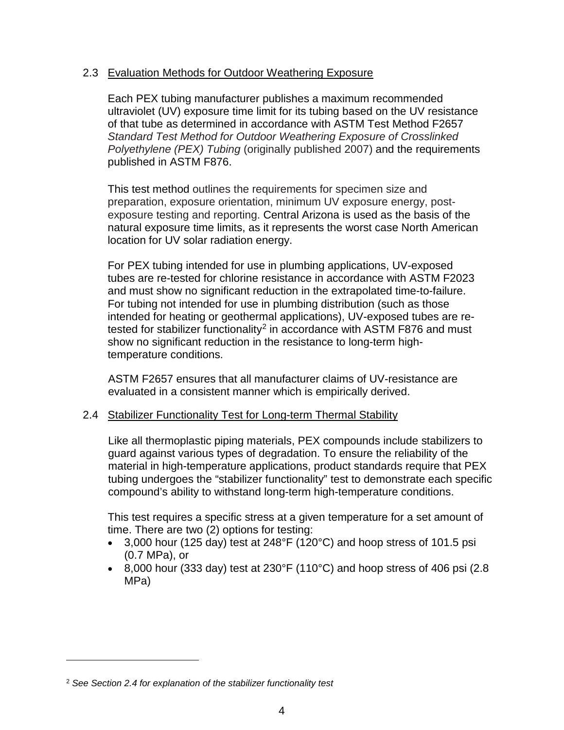### 2.3 Evaluation Methods for Outdoor Weathering Exposure

Each PEX tubing manufacturer publishes a maximum recommended ultraviolet (UV) exposure time limit for its tubing based on the UV resistance of that tube as determined in accordance with ASTM Test Method F2657 *Standard Test Method for Outdoor Weathering Exposure of Crosslinked Polyethylene (PEX) Tubing* (originally published 2007) and the requirements published in ASTM F876.

This test method outlines the requirements for specimen size and preparation, exposure orientation, minimum UV exposure energy, post-exposure testing and reporting. Central Arizona is used as the basis of the natural exposure time limits, as it represents the worst case North American location for UV solar radiation energy.

For PEX tubing intended for use in plumbing applications, UV-exposed tubes are re-tested for chlorine resistance in accordance with ASTM F2023 and must show no significant reduction in the extrapolated time-to-failure. For tubing not intended for use in plumbing distribution (such as those intended for heating or geothermal applications), UV-exposed tubes are re-tested for stabilizer functionality[2] in accordance with ASTM F876 and must show no significant reduction in the resistance to long-term high-temperature conditions.

ASTM F2657 ensures that all manufacturer claims of UV-resistance are evaluated in a consistent manner which is empirically derived.

### 2.4 Stabilizer Functionality Test for Long-term Thermal Stability

Like all thermoplastic piping materials, PEX compounds include stabilizers to guard against various types of degradation. To ensure the reliability of the material in high-temperature applications, product standards require that PEX tubing undergoes the "stabilizer functionality" test to demonstrate each specific compound's ability to withstand long-term high-temperature conditions.

This test requires a specific stress at a given temperature for a set amount of time. There are two (2) options for testing:

- 3,000 hour (125 day) test at 248°F (120°C) and hoop stress of 101.5 psi (0.7 MPa), or
- 8,000 hour (333 day) test at 230°F (110°C) and hoop stress of 406 psi (2.8 MPa)

---

[2] *See Section 2.4 for explanation of the stabilizer functionality test*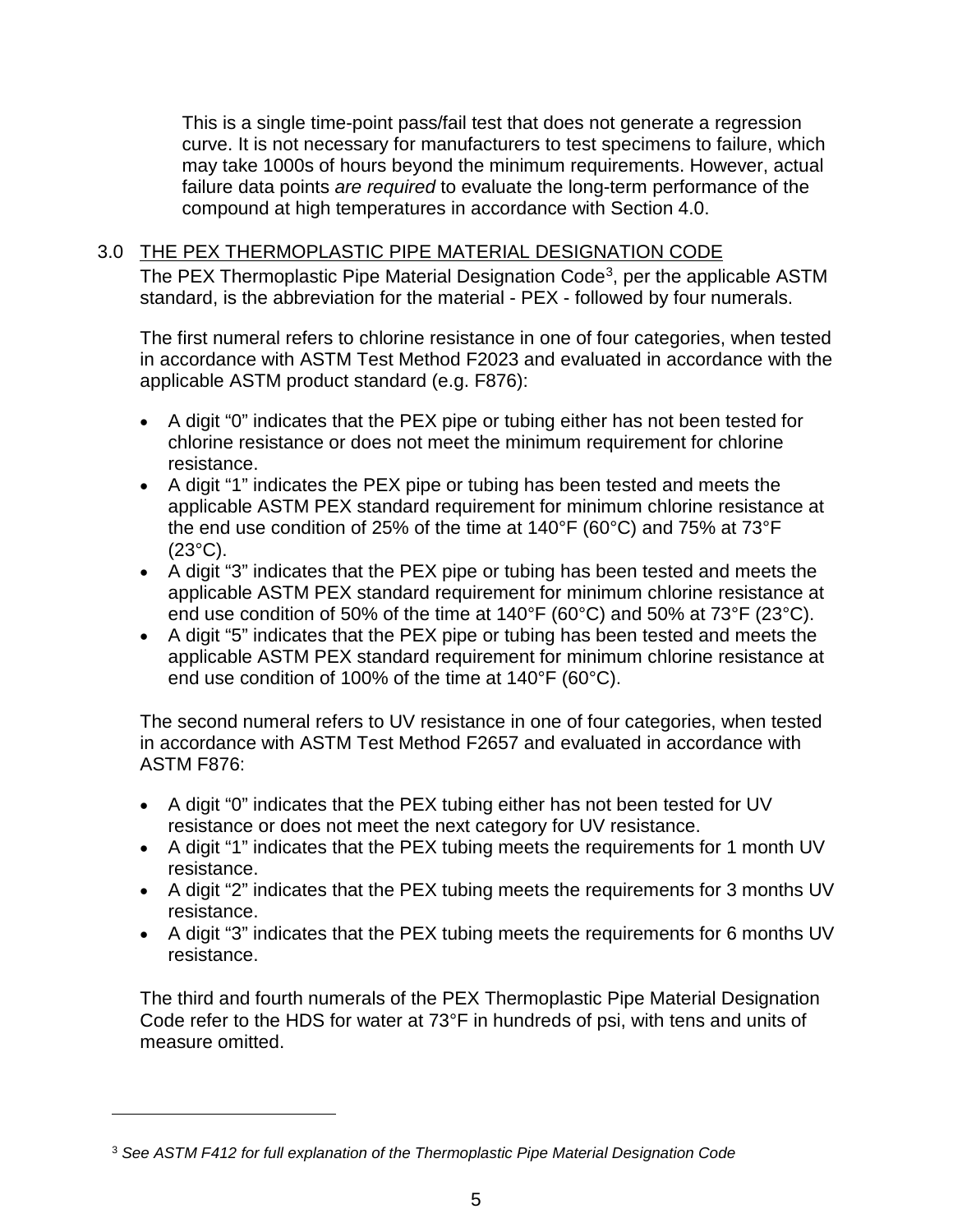This is a single time-point pass/fail test that does not generate a regression curve. It is not necessary for manufacturers to test specimens to failure, which may take 1000s of hours beyond the minimum requirements. However, actual failure data points *are required* to evaluate the long-term performance of the compound at high temperatures in accordance with Section 4.0.

## 3.0 THE PEX THERMOPLASTIC PIPE MATERIAL DESIGNATION CODE

The PEX Thermoplastic Pipe Material Designation Code[3], per the applicable ASTM standard, is the abbreviation for the material - PEX - followed by four numerals.

The first numeral refers to chlorine resistance in one of four categories, when tested in accordance with ASTM Test Method F2023 and evaluated in accordance with the applicable ASTM product standard (e.g. F876):

- A digit “0” indicates that the PEX pipe or tubing either has not been tested for chlorine resistance or does not meet the minimum requirement for chlorine resistance.
- A digit “1” indicates the PEX pipe or tubing has been tested and meets the applicable ASTM PEX standard requirement for minimum chlorine resistance at the end use condition of 25% of the time at 140°F (60°C) and 75% at 73°F (23°C).
- A digit “3” indicates that the PEX pipe or tubing has been tested and meets the applicable ASTM PEX standard requirement for minimum chlorine resistance at end use condition of 50% of the time at 140°F (60°C) and 50% at 73°F (23°C).
- A digit “5” indicates that the PEX pipe or tubing has been tested and meets the applicable ASTM PEX standard requirement for minimum chlorine resistance at end use condition of 100% of the time at 140°F (60°C).

The second numeral refers to UV resistance in one of four categories, when tested in accordance with ASTM Test Method F2657 and evaluated in accordance with ASTM F876:

- A digit “0” indicates that the PEX tubing either has not been tested for UV resistance or does not meet the next category for UV resistance.
- A digit “1” indicates that the PEX tubing meets the requirements for 1 month UV resistance.
- A digit “2” indicates that the PEX tubing meets the requirements for 3 months UV resistance.
- A digit “3” indicates that the PEX tubing meets the requirements for 6 months UV resistance.

The third and fourth numerals of the PEX Thermoplastic Pipe Material Designation Code refer to the HDS for water at 73°F in hundreds of psi, with tens and units of measure omitted.

[3] *See ASTM F412 for full explanation of the Thermoplastic Pipe Material Designation Code*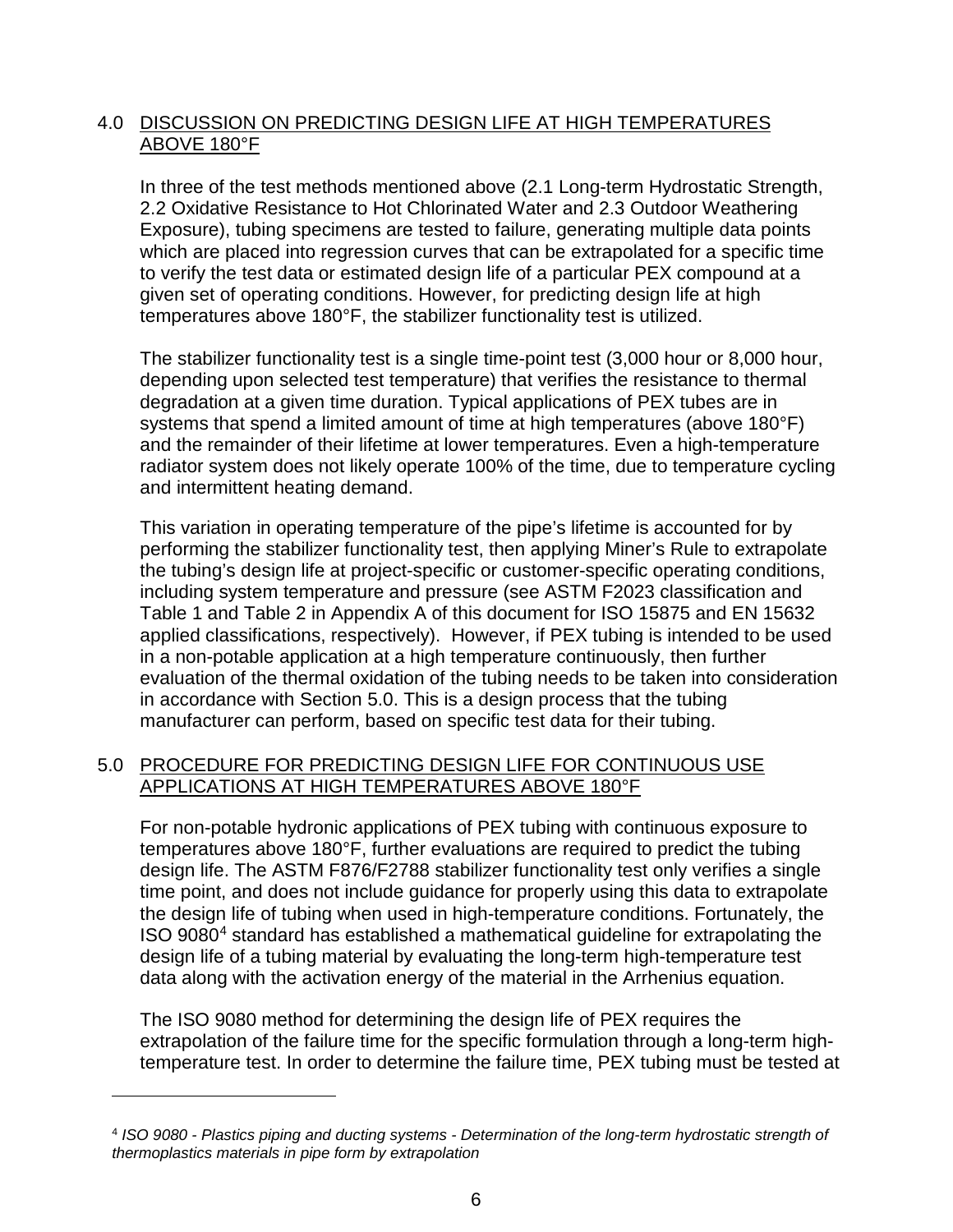## 4.0 DISCUSSION ON PREDICTING DESIGN LIFE AT HIGH TEMPERATURES ABOVE 180°F

In three of the test methods mentioned above (2.1 Long-term Hydrostatic Strength, 2.2 Oxidative Resistance to Hot Chlorinated Water and 2.3 Outdoor Weathering Exposure), tubing specimens are tested to failure, generating multiple data points which are placed into regression curves that can be extrapolated for a specific time to verify the test data or estimated design life of a particular PEX compound at a given set of operating conditions. However, for predicting design life at high temperatures above 180°F, the stabilizer functionality test is utilized.

The stabilizer functionality test is a single time-point test (3,000 hour or 8,000 hour, depending upon selected test temperature) that verifies the resistance to thermal degradation at a given time duration. Typical applications of PEX tubes are in systems that spend a limited amount of time at high temperatures (above 180°F) and the remainder of their lifetime at lower temperatures. Even a high-temperature radiator system does not likely operate 100% of the time, due to temperature cycling and intermittent heating demand.

This variation in operating temperature of the pipe's lifetime is accounted for by performing the stabilizer functionality test, then applying Miner's Rule to extrapolate the tubing's design life at project-specific or customer-specific operating conditions, including system temperature and pressure (see ASTM F2023 classification and Table 1 and Table 2 in Appendix A of this document for ISO 15875 and EN 15632 applied classifications, respectively). However, if PEX tubing is intended to be used in a non-potable application at a high temperature continuously, then further evaluation of the thermal oxidation of the tubing needs to be taken into consideration in accordance with Section 5.0. This is a design process that the tubing manufacturer can perform, based on specific test data for their tubing.

## 5.0 PROCEDURE FOR PREDICTING DESIGN LIFE FOR CONTINUOUS USE APPLICATIONS AT HIGH TEMPERATURES ABOVE 180°F

For non-potable hydronic applications of PEX tubing with continuous exposure to temperatures above 180°F, further evaluations are required to predict the tubing design life. The ASTM F876/F2788 stabilizer functionality test only verifies a single time point, and does not include guidance for properly using this data to extrapolate the design life of tubing when used in high-temperature conditions. Fortunately, the ISO 9080[4] standard has established a mathematical guideline for extrapolating the design life of a tubing material by evaluating the long-term high-temperature test data along with the activation energy of the material in the Arrhenius equation.

The ISO 9080 method for determining the design life of PEX requires the extrapolation of the failure time for the specific formulation through a long-term high-temperature test. In order to determine the failure time, PEX tubing must be tested at

---

[4] *ISO 9080 - Plastics piping and ducting systems - Determination of the long-term hydrostatic strength of thermoplastics materials in pipe form by extrapolation*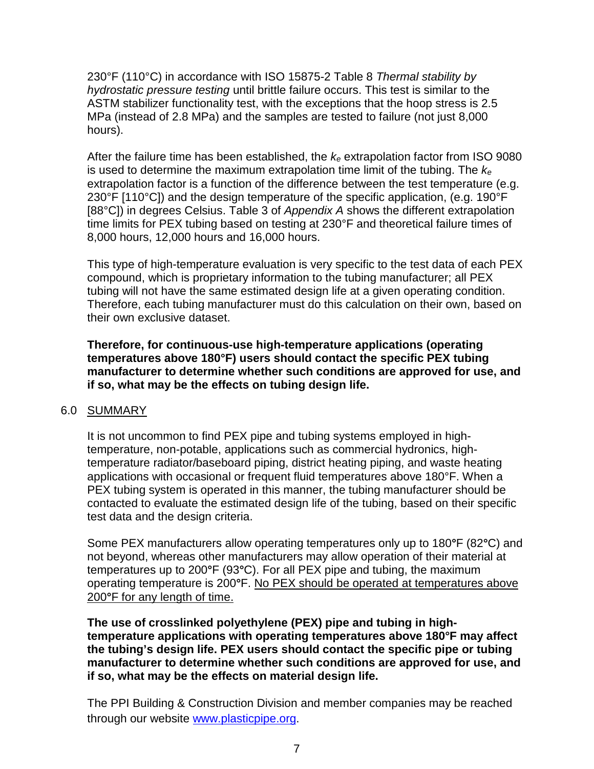230°F (110°C) in accordance with ISO 15875-2 Table 8 *Thermal stability by hydrostatic pressure testing* until brittle failure occurs. This test is similar to the ASTM stabilizer functionality test, with the exceptions that the hoop stress is 2.5 MPa (instead of 2.8 MPa) and the samples are tested to failure (not just 8,000 hours).

After the failure time has been established, the $k_e$ extrapolation factor from ISO 9080 is used to determine the maximum extrapolation time limit of the tubing. The $k_e$ extrapolation factor is a function of the difference between the test temperature (e.g. 230°F [110°C]) and the design temperature of the specific application, (e.g. 190°F [88°C]) in degrees Celsius. Table 3 of *Appendix A* shows the different extrapolation time limits for PEX tubing based on testing at 230°F and theoretical failure times of 8,000 hours, 12,000 hours and 16,000 hours.

This type of high-temperature evaluation is very specific to the test data of each PEX compound, which is proprietary information to the tubing manufacturer; all PEX tubing will not have the same estimated design life at a given operating condition. Therefore, each tubing manufacturer must do this calculation on their own, based on their own exclusive dataset.

**Therefore, for continuous-use high-temperature applications (operating temperatures above 180°F) users should contact the specific PEX tubing manufacturer to determine whether such conditions are approved for use, and if so, what may be the effects on tubing design life.**

## 6.0 SUMMARY

It is not uncommon to find PEX pipe and tubing systems employed in high-temperature, non-potable, applications such as commercial hydronics, high-temperature radiator/baseboard piping, district heating piping, and waste heating applications with occasional or frequent fluid temperatures above 180°F. When a PEX tubing system is operated in this manner, the tubing manufacturer should be contacted to evaluate the estimated design life of the tubing, based on their specific test data and the design criteria.

Some PEX manufacturers allow operating temperatures only up to 180°F (82°C) and not beyond, whereas other manufacturers may allow operation of their material at temperatures up to 200°F (93°C). For all PEX pipe and tubing, the maximum operating temperature is 200°F. No PEX should be operated at temperatures above 200°F for any length of time.

**The use of crosslinked polyethylene (PEX) pipe and tubing in high-temperature applications with operating temperatures above 180°F may affect the tubing's design life. PEX users should contact the specific pipe or tubing manufacturer to determine whether such conditions are approved for use, and if so, what may be the effects on material design life.**

The PPI Building & Construction Division and member companies may be reached through our website www.plasticpipe.org.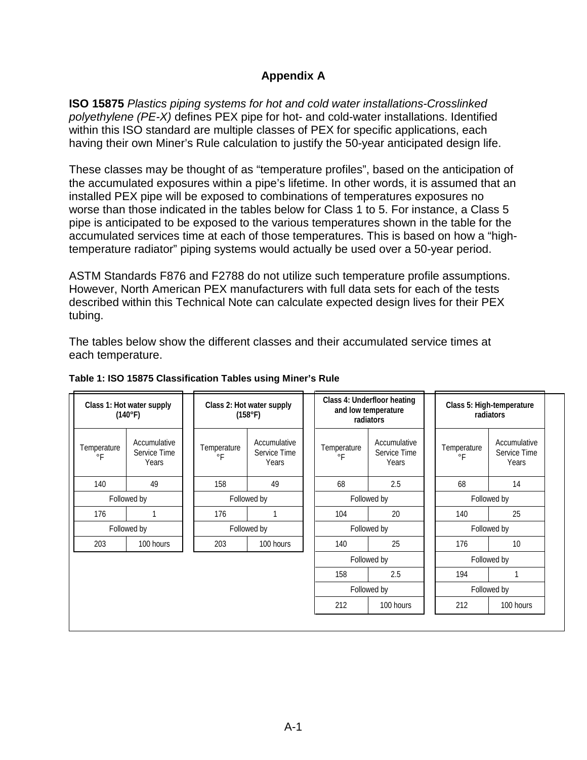# Appendix A

**ISO 15875** *Plastics piping systems for hot and cold water installations-Crosslinked polyethylene (PE-X)* defines PEX pipe for hot- and cold-water installations. Identified within this ISO standard are multiple classes of PEX for specific applications, each having their own Miner's Rule calculation to justify the 50-year anticipated design life.

These classes may be thought of as "temperature profiles", based on the anticipation of the accumulated exposures within a pipe's lifetime. In other words, it is assumed that an installed PEX pipe will be exposed to combinations of temperatures exposures no worse than those indicated in the tables below for Class 1 to 5. For instance, a Class 5 pipe is anticipated to be exposed to the various temperatures shown in the table for the accumulated services time at each of those temperatures. This is based on how a "high-temperature radiator" piping systems would actually be used over a 50-year period.

ASTM Standards F876 and F2788 do not utilize such temperature profile assumptions. However, North American PEX manufacturers with full data sets for each of the tests described within this Technical Note can calculate expected design lives for their PEX tubing.

The tables below show the different classes and their accumulated service times at each temperature.

**Table 1: ISO 15875 Classification Tables using Miner's Rule**

| Class 1: Hot water supply (140°F) | | Class 2: Hot water supply (158°F) | | Class 4: Underfloor heating and low temperature radiators | | Class 5: High-temperature radiators | |
|---|---|---|---|---|---|---|---|
| Temperature °F | Accumulative Service Time Years | Temperature °F | Accumulative Service Time Years | Temperature °F | Accumulative Service Time Years | Temperature °F | Accumulative Service Time Years |
| 140 | 49 | 158 | 49 | 68 | 2.5 | 68 | 14 |
| Followed by | | Followed by | | Followed by | | Followed by | |
| 176 | 1 | 176 | 1 | 104 | 20 | 140 | 25 |
| Followed by | | Followed by | | Followed by | | Followed by | |
| 203 | 100 hours | 203 | 100 hours | 140 | 25 | 176 | 10 |
| | | | | Followed by | | Followed by | |
| | | | | 158 | 2.5 | 194 | 1 |
| | | | | Followed by | | Followed by | |
| | | | | 212 | 100 hours | 212 | 100 hours |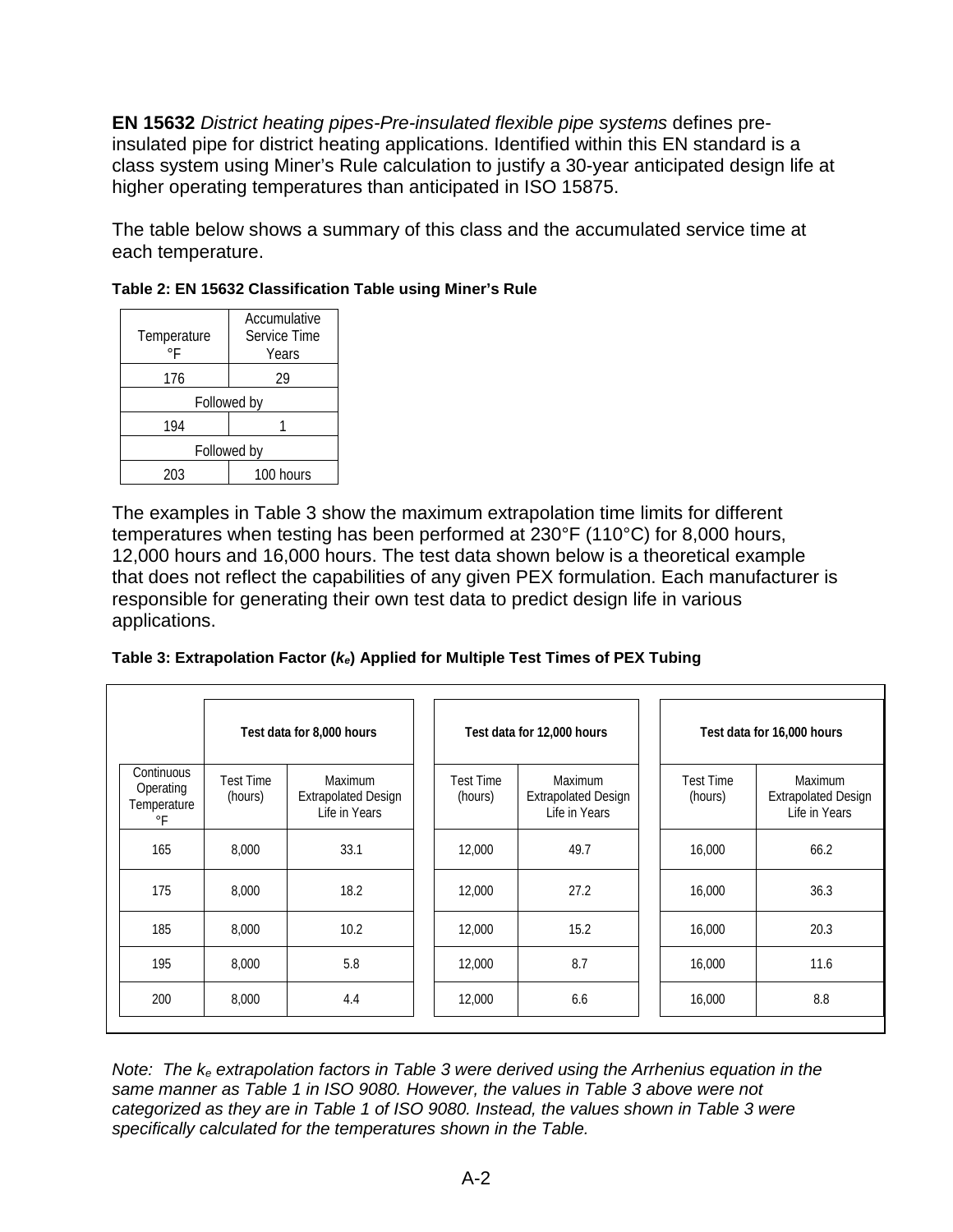**EN 15632** *District heating pipes-Pre-insulated flexible pipe systems* defines pre-insulated pipe for district heating applications. Identified within this EN standard is a class system using Miner's Rule calculation to justify a 30-year anticipated design life at higher operating temperatures than anticipated in ISO 15875.

The table below shows a summary of this class and the accumulated service time at each temperature.

**Table 2: EN 15632 Classification Table using Miner's Rule**

| Temperature °F | Accumulative Service Time Years |
|---|---|
| 176 | 29 |
| Followed by | |
| 194 | 1 |
| Followed by | |
| 203 | 100 hours |

The examples in Table 3 show the maximum extrapolation time limits for different temperatures when testing has been performed at 230°F (110°C) for 8,000 hours, 12,000 hours and 16,000 hours. The test data shown below is a theoretical example that does not reflect the capabilities of any given PEX formulation. Each manufacturer is responsible for generating their own test data to predict design life in various applications.

**Table 3: Extrapolation Factor ($k_e$) Applied for Multiple Test Times of PEX Tubing**

| | Test data for 8,000 hours | | Test data for 12,000 hours | | Test data for 16,000 hours | |
|---|---|---|---|---|---|---|
| Continuous Operating Temperature °F | Test Time (hours) | Maximum Extrapolated Design Life in Years | Test Time (hours) | Maximum Extrapolated Design Life in Years | Test Time (hours) | Maximum Extrapolated Design Life in Years |
| 165 | 8,000 | 33.1 | 12,000 | 49.7 | 16,000 | 66.2 |
| 175 | 8,000 | 18.2 | 12,000 | 27.2 | 16,000 | 36.3 |
| 185 | 8,000 | 10.2 | 12,000 | 15.2 | 16,000 | 20.3 |
| 195 | 8,000 | 5.8 | 12,000 | 8.7 | 16,000 | 11.6 |
| 200 | 8,000 | 4.4 | 12,000 | 6.6 | 16,000 | 8.8 |

*Note: The $k_e$ extrapolation factors in Table 3 were derived using the Arrhenius equation in the same manner as Table 1 in ISO 9080. However, the values in Table 3 above were not categorized as they are in Table 1 of ISO 9080. Instead, the values shown in Table 3 were specifically calculated for the temperatures shown in the Table.*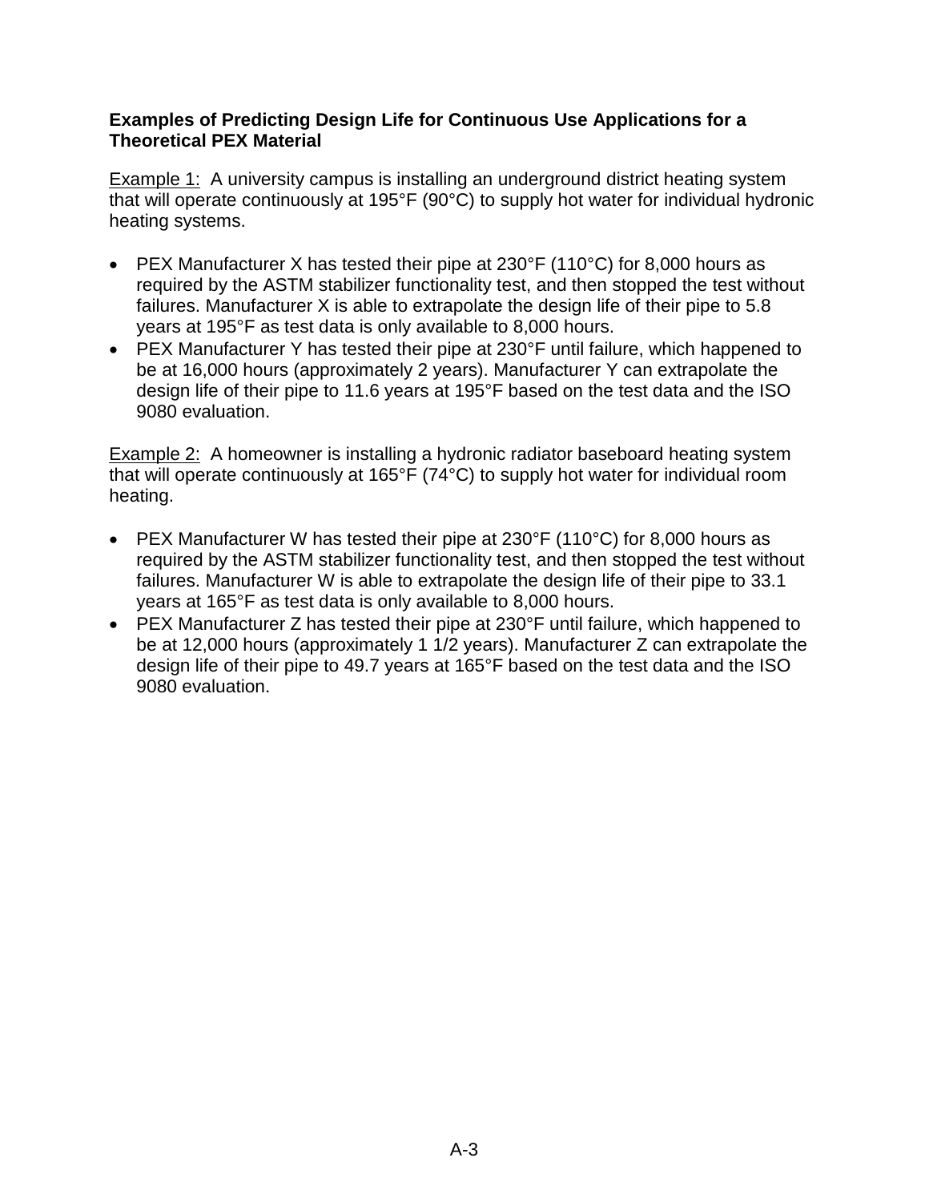**Examples of Predicting Design Life for Continuous Use Applications for a Theoretical PEX Material**

Example 1: A university campus is installing an underground district heating system that will operate continuously at 195°F (90°C) to supply hot water for individual hydronic heating systems.

- PEX Manufacturer X has tested their pipe at 230°F (110°C) for 8,000 hours as required by the ASTM stabilizer functionality test, and then stopped the test without failures. Manufacturer X is able to extrapolate the design life of their pipe to 5.8 years at 195°F as test data is only available to 8,000 hours.
- PEX Manufacturer Y has tested their pipe at 230°F until failure, which happened to be at 16,000 hours (approximately 2 years). Manufacturer Y can extrapolate the design life of their pipe to 11.6 years at 195°F based on the test data and the ISO 9080 evaluation.

Example 2: A homeowner is installing a hydronic radiator baseboard heating system that will operate continuously at 165°F (74°C) to supply hot water for individual room heating.

- PEX Manufacturer W has tested their pipe at 230°F (110°C) for 8,000 hours as required by the ASTM stabilizer functionality test, and then stopped the test without failures. Manufacturer W is able to extrapolate the design life of their pipe to 33.1 years at 165°F as test data is only available to 8,000 hours.
- PEX Manufacturer Z has tested their pipe at 230°F until failure, which happened to be at 12,000 hours (approximately 1 1/2 years). Manufacturer Z can extrapolate the design life of their pipe to 49.7 years at 165°F based on the test data and the ISO 9080 evaluation.